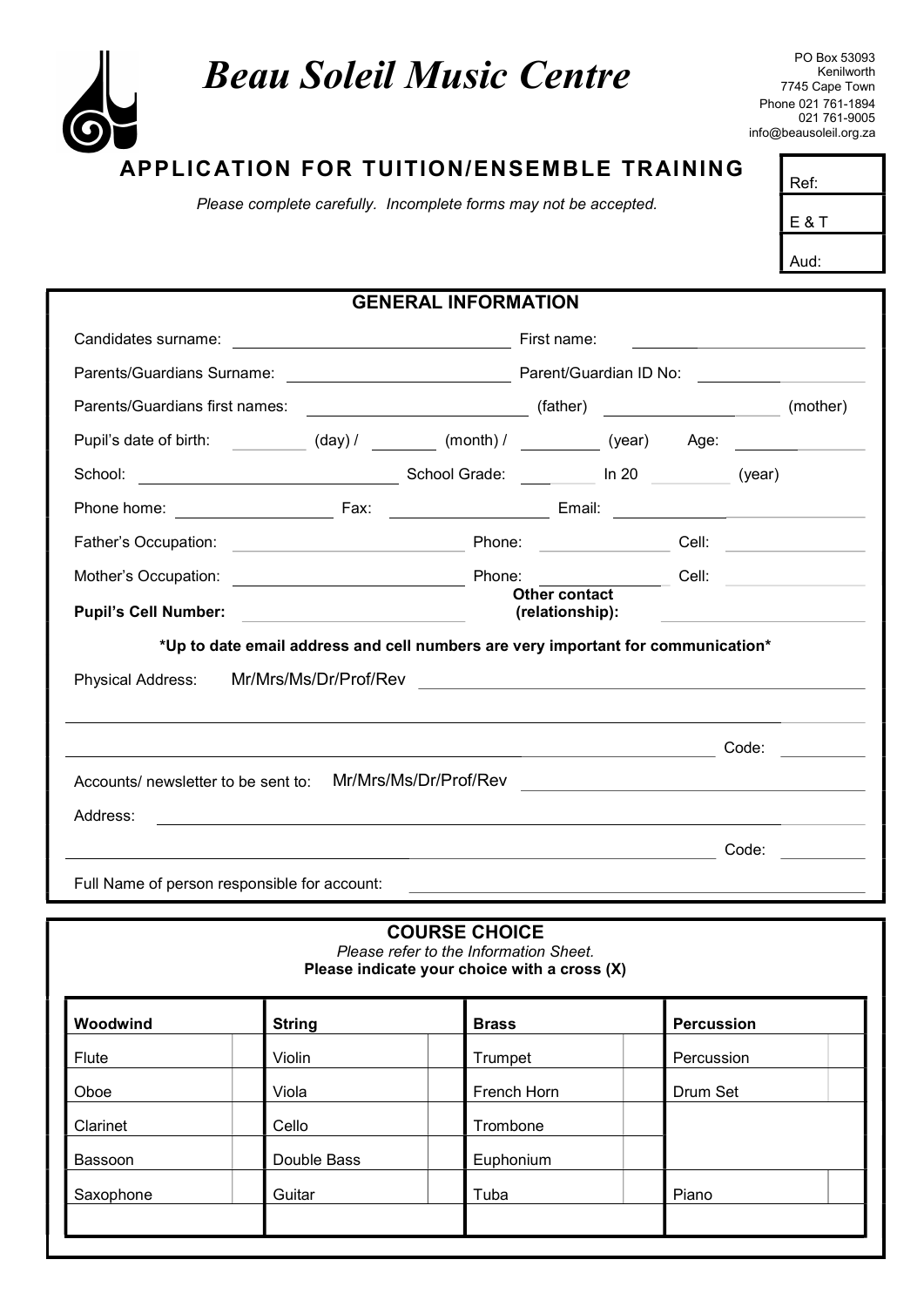# Beau Soleil Music Centre

PO Box 53093
Kenilworth
7745 Cape Town
Phone 021 761-1894
021 761-9005
info@beausoleil.org.za

## APPLICATION FOR TUITION/ENSEMBLE TRAINING

*Please complete carefully. Incomplete forms may not be accepted.*

| Ref: |
|---|
| E & T |
| Aud: |

### GENERAL INFORMATION

Candidates surname: ______________________ First name: ______________________

Parents/Guardians Surname: ______________________ Parent/Guardian ID No: ______________________

Parents/Guardians first names: ______________________ (father) ______________________ (mother)

Pupil's date of birth: ________ (day) / ________ (month) / ________ (year) Age: ________

School: ______________________ School Grade: ________ In 20 ________ (year)

Phone home: ______________ Fax: ______________ Email: ______________________

Father's Occupation: ______________________ Phone: ______________ Cell: ______________

Mother's Occupation: ______________________ Phone: ______________ Cell: ______________

**Pupil's Cell Number:** ______________________ **Other contact (relationship):** ______________________

**\*Up to date email address and cell numbers are very important for communication\***

Physical Address: Mr/Mrs/Ms/Dr/Prof/Rev ______________________________________________

______________________________________________________________________________

______________________________________________________________ Code: __________

Accounts/ newsletter to be sent to: Mr/Mrs/Ms/Dr/Prof/Rev ______________________________

Address: ______________________________________________________________________

______________________________________________________________ Code: __________

Full Name of person responsible for account: ______________________________________

### COURSE CHOICE

*Please refer to the Information Sheet.*

**Please indicate your choice with a cross (X)**

| Woodwind | | String | | Brass | | Percussion | |
|---|---|---|---|---|---|---|---|
| Flute | | Violin | | Trumpet | | Percussion | |
| Oboe | | Viola | | French Horn | | Drum Set | |
| Clarinet | | Cello | | Trombone | | | |
| Bassoon | | Double Bass | | Euphonium | | | |
| Saxophone | | Guitar | | Tuba | | Piano | |
| | | | | | | | |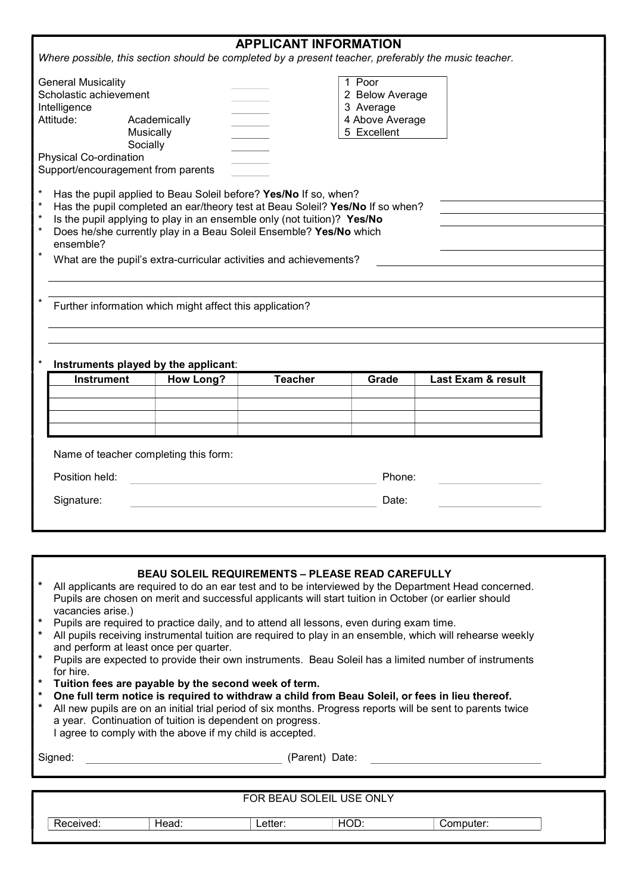## APPLICANT INFORMATION

*Where possible, this section should be completed by a present teacher, preferably the music teacher.*

| | | |
|---|---|---|
| General Musicality | | 1 Poor |
| Scholastic achievement | | 2 Below Average |
| Intelligence | | 3 Average |
| Attitude: Academically | | 4 Above Average |
| Musically | | 5 Excellent |
| Socially | | |
| Physical Co-ordination | | |
| Support/encouragement from parents | | |

- Has the pupil applied to Beau Soleil before? **Yes/No** If so, when?
- Has the pupil completed an ear/theory test at Beau Soleil? **Yes/No** If so when?
- Is the pupil applying to play in an ensemble only (not tuition)? **Yes/No**
- Does he/she currently play in a Beau Soleil Ensemble? **Yes/No** which ensemble?
- What are the pupil's extra-curricular activities and achievements?
- Further information which might affect this application?
- **Instruments played by the applicant**:

| Instrument | How Long? | Teacher | Grade | Last Exam & result |
|---|---|---|---|---|
| | | | | |
| | | | | |
| | | | | |
| | | | | |

Name of teacher completing this form:

Position held: Phone:

Signature: Date:

### BEAU SOLEIL REQUIREMENTS – PLEASE READ CAREFULLY

- All applicants are required to do an ear test and to be interviewed by the Department Head concerned. Pupils are chosen on merit and successful applicants will start tuition in October (or earlier should vacancies arise.)
- Pupils are required to practice daily, and to attend all lessons, even during exam time.
- All pupils receiving instrumental tuition are required to play in an ensemble, which will rehearse weekly and perform at least once per quarter.
- Pupils are expected to provide their own instruments. Beau Soleil has a limited number of instruments for hire.
- **Tuition fees are payable by the second week of term.**
- **One full term notice is required to withdraw a child from Beau Soleil, or fees in lieu thereof.**
- All new pupils are on an initial trial period of six months. Progress reports will be sent to parents twice a year. Continuation of tuition is dependent on progress.

I agree to comply with the above if my child is accepted.

Signed: (Parent) Date:

FOR BEAU SOLEIL USE ONLY

| Received: | Head: | Letter: | HOD: | Computer: |
|---|---|---|---|---|